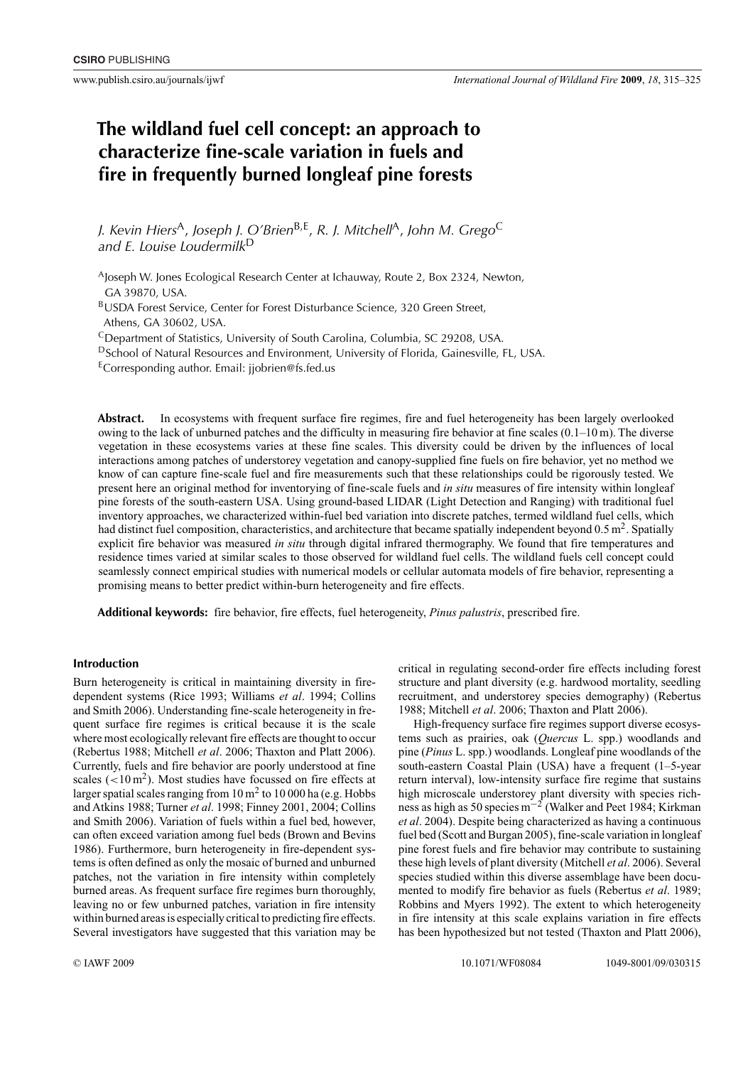# The wildland fuel cell concept: an approach to characterize fine-scale variation in fuels and fire in frequently burned longleaf pine forests

*J. Kevin Hiers*[A], *Joseph J. O'Brien*[B,E], *R. J. Mitchell*[A], *John M. Grego*[C] *and E. Louise Loudermilk*[D]

[A]Joseph W. Jones Ecological Research Center at Ichauway, Route 2, Box 2324, Newton, GA 39870, USA.

[B]USDA Forest Service, Center for Forest Disturbance Science, 320 Green Street, Athens, GA 30602, USA.

[C]Department of Statistics, University of South Carolina, Columbia, SC 29208, USA.

[D]School of Natural Resources and Environment, University of Florida, Gainesville, FL, USA.

[E]Corresponding author. Email: jjobrien@fs.fed.us

**Abstract.** In ecosystems with frequent surface fire regimes, fire and fuel heterogeneity has been largely overlooked owing to the lack of unburned patches and the difficulty in measuring fire behavior at fine scales (0.1–10 m). The diverse vegetation in these ecosystems varies at these fine scales. This diversity could be driven by the influences of local interactions among patches of understorey vegetation and canopy-supplied fine fuels on fire behavior, yet no method we know of can capture fine-scale fuel and fire measurements such that these relationships could be rigorously tested. We present here an original method for inventorying of fine-scale fuels and *in situ* measures of fire intensity within longleaf pine forests of the south-eastern USA. Using ground-based LIDAR (Light Detection and Ranging) with traditional fuel inventory approaches, we characterized within-fuel bed variation into discrete patches, termed wildland fuel cells, which had distinct fuel composition, characteristics, and architecture that became spatially independent beyond 0.5 $m^2$. Spatially explicit fire behavior was measured *in situ* through digital infrared thermography. We found that fire temperatures and residence times varied at similar scales to those observed for wildland fuel cells. The wildland fuels cell concept could seamlessly connect empirical studies with numerical models or cellular automata models of fire behavior, representing a promising means to better predict within-burn heterogeneity and fire effects.

**Additional keywords:** fire behavior, fire effects, fuel heterogeneity, *Pinus palustris*, prescribed fire.

## Introduction

Burn heterogeneity is critical in maintaining diversity in fire-dependent systems (Rice 1993; Williams *et al*. 1994; Collins and Smith 2006). Understanding fine-scale heterogeneity in frequent surface fire regimes is critical because it is the scale where most ecologically relevant fire effects are thought to occur (Rebertus 1988; Mitchell *et al*. 2006; Thaxton and Platt 2006). Currently, fuels and fire behavior are poorly understood at fine scales (<10 $m^2$). Most studies have focussed on fire effects at larger spatial scales ranging from 10 $m^2$ to 10 000 ha (e.g. Hobbs and Atkins 1988; Turner *et al*. 1998; Finney 2001, 2004; Collins and Smith 2006). Variation of fuels within a fuel bed, however, can often exceed variation among fuel beds (Brown and Bevins 1986). Furthermore, burn heterogeneity in fire-dependent systems is often defined as only the mosaic of burned and unburned patches, not the variation in fire intensity within completely burned areas. As frequent surface fire regimes burn thoroughly, leaving no or few unburned patches, variation in fire intensity within burned areas is especially critical to predicting fire effects. Several investigators have suggested that this variation may be critical in regulating second-order fire effects including forest structure and plant diversity (e.g. hardwood mortality, seedling recruitment, and understorey species demography) (Rebertus 1988; Mitchell *et al*. 2006; Thaxton and Platt 2006).

High-frequency surface fire regimes support diverse ecosystems such as prairies, oak (*Quercus* L. spp.) woodlands and pine (*Pinus* L. spp.) woodlands. Longleaf pine woodlands of the south-eastern Coastal Plain (USA) have a frequent (1–5-year return interval), low-intensity surface fire regime that sustains high microscale understorey plant diversity with species richness as high as 50 species $m^{-2}$ (Walker and Peet 1984; Kirkman *et al*. 2004). Despite being characterized as having a continuous fuel bed (Scott and Burgan 2005), fine-scale variation in longleaf pine forest fuels and fire behavior may contribute to sustaining these high levels of plant diversity (Mitchell *et al*. 2006). Several species studied within this diverse assemblage have been documented to modify fire behavior as fuels (Rebertus *et al*. 1989; Robbins and Myers 1992). The extent to which heterogeneity in fire intensity at this scale explains variation in fire effects has been hypothesized but not tested (Thaxton and Platt 2006),

© IAWF 2009 10.1071/WF08084 1049-8001/09/030315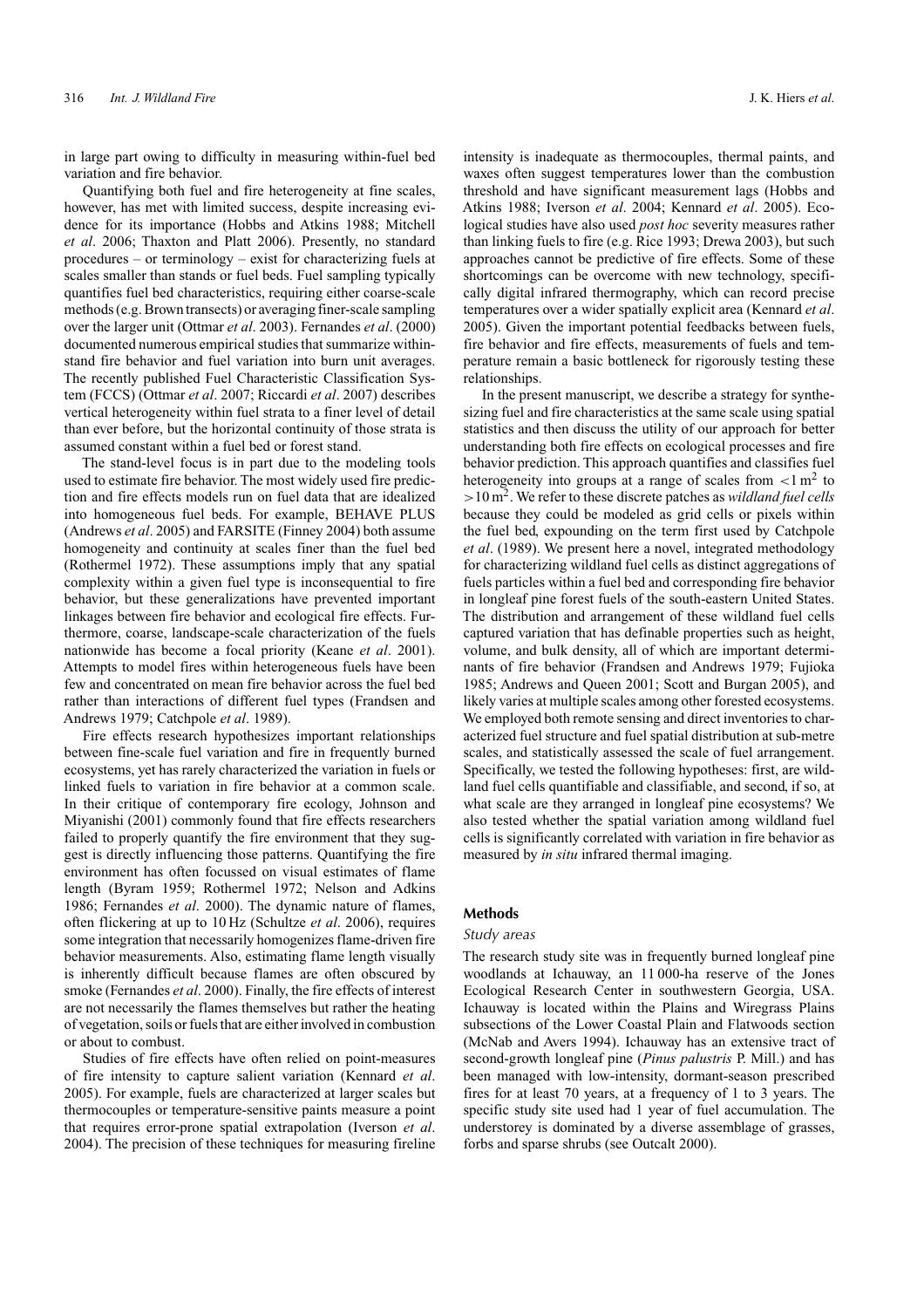in large part owing to difficulty in measuring within-fuel bed variation and fire behavior.

Quantifying both fuel and fire heterogeneity at fine scales, however, has met with limited success, despite increasing evidence for its importance (Hobbs and Atkins 1988; Mitchell *et al*. 2006; Thaxton and Platt 2006). Presently, no standard procedures – or terminology – exist for characterizing fuels at scales smaller than stands or fuel beds. Fuel sampling typically quantifies fuel bed characteristics, requiring either coarse-scale methods (e.g. Brown transects) or averaging finer-scale sampling over the larger unit (Ottmar *et al*. 2003). Fernandes *et al*. (2000) documented numerous empirical studies that summarize within-stand fire behavior and fuel variation into burn unit averages. The recently published Fuel Characteristic Classification System (FCCS) (Ottmar *et al*. 2007; Riccardi *et al*. 2007) describes vertical heterogeneity within fuel strata to a finer level of detail than ever before, but the horizontal continuity of those strata is assumed constant within a fuel bed or forest stand.

The stand-level focus is in part due to the modeling tools used to estimate fire behavior. The most widely used fire prediction and fire effects models run on fuel data that are idealized into homogeneous fuel beds. For example, BEHAVE PLUS (Andrews *et al*. 2005) and FARSITE (Finney 2004) both assume homogeneity and continuity at scales finer than the fuel bed (Rothermel 1972). These assumptions imply that any spatial complexity within a given fuel type is inconsequential to fire behavior, but these generalizations have prevented important linkages between fire behavior and ecological fire effects. Furthermore, coarse, landscape-scale characterization of the fuels nationwide has become a focal priority (Keane *et al*. 2001). Attempts to model fires within heterogeneous fuels have been few and concentrated on mean fire behavior across the fuel bed rather than interactions of different fuel types (Frandsen and Andrews 1979; Catchpole *et al*. 1989).

Fire effects research hypothesizes important relationships between fine-scale fuel variation and fire in frequently burned ecosystems, yet has rarely characterized the variation in fuels or linked fuels to variation in fire behavior at a common scale. In their critique of contemporary fire ecology, Johnson and Miyanishi (2001) commonly found that fire effects researchers failed to properly quantify the fire environment that they suggest is directly influencing those patterns. Quantifying the fire environment has often focussed on visual estimates of flame length (Byram 1959; Rothermel 1972; Nelson and Adkins 1986; Fernandes *et al*. 2000). The dynamic nature of flames, often flickering at up to 10 Hz (Schultze *et al*. 2006), requires some integration that necessarily homogenizes flame-driven fire behavior measurements. Also, estimating flame length visually is inherently difficult because flames are often obscured by smoke (Fernandes *et al*. 2000). Finally, the fire effects of interest are not necessarily the flames themselves but rather the heating of vegetation, soils or fuels that are either involved in combustion or about to combust.

Studies of fire effects have often relied on point-measures of fire intensity to capture salient variation (Kennard *et al*. 2005). For example, fuels are characterized at larger scales but thermocouples or temperature-sensitive paints measure a point that requires error-prone spatial extrapolation (Iverson *et al*. 2004). The precision of these techniques for measuring fireline intensity is inadequate as thermocouples, thermal paints, and waxes often suggest temperatures lower than the combustion threshold and have significant measurement lags (Hobbs and Atkins 1988; Iverson *et al*. 2004; Kennard *et al*. 2005). Ecological studies have also used *post hoc* severity measures rather than linking fuels to fire (e.g. Rice 1993; Drewa 2003), but such approaches cannot be predictive of fire effects. Some of these shortcomings can be overcome with new technology, specifically digital infrared thermography, which can record precise temperatures over a wider spatially explicit area (Kennard *et al*. 2005). Given the important potential feedbacks between fuels, fire behavior and fire effects, measurements of fuels and temperature remain a basic bottleneck for rigorously testing these relationships.

In the present manuscript, we describe a strategy for synthesizing fuel and fire characteristics at the same scale using spatial statistics and then discuss the utility of our approach for better understanding both fire effects on ecological processes and fire behavior prediction. This approach quantifies and classifies fuel heterogeneity into groups at a range of scales from $<1\ m^2$ to $>10\ m^2$. We refer to these discrete patches as *wildland fuel cells* because they could be modeled as grid cells or pixels within the fuel bed, expounding on the term first used by Catchpole *et al*. (1989). We present here a novel, integrated methodology for characterizing wildland fuel cells as distinct aggregations of fuels particles within a fuel bed and corresponding fire behavior in longleaf pine forest fuels of the south-eastern United States. The distribution and arrangement of these wildland fuel cells captured variation that has definable properties such as height, volume, and bulk density, all of which are important determinants of fire behavior (Frandsen and Andrews 1979; Fujioka 1985; Andrews and Queen 2001; Scott and Burgan 2005), and likely varies at multiple scales among other forested ecosystems. We employed both remote sensing and direct inventories to characterized fuel structure and fuel spatial distribution at sub-metre scales, and statistically assessed the scale of fuel arrangement. Specifically, we tested the following hypotheses: first, are wildland fuel cells quantifiable and classifiable, and second, if so, at what scale are they arranged in longleaf pine ecosystems? We also tested whether the spatial variation among wildland fuel cells is significantly correlated with variation in fire behavior as measured by *in situ* infrared thermal imaging.

## Methods

### *Study areas*

The research study site was in frequently burned longleaf pine woodlands at Ichauway, an 11 000-ha reserve of the Jones Ecological Research Center in southwestern Georgia, USA. Ichauway is located within the Plains and Wiregrass Plains subsections of the Lower Coastal Plain and Flatwoods section (McNab and Avers 1994). Ichauway has an extensive tract of second-growth longleaf pine (*Pinus palustris* P. Mill.) and has been managed with low-intensity, dormant-season prescribed fires for at least 70 years, at a frequency of 1 to 3 years. The specific study site used had 1 year of fuel accumulation. The understorey is dominated by a diverse assemblage of grasses, forbs and sparse shrubs (see Outcalt 2000).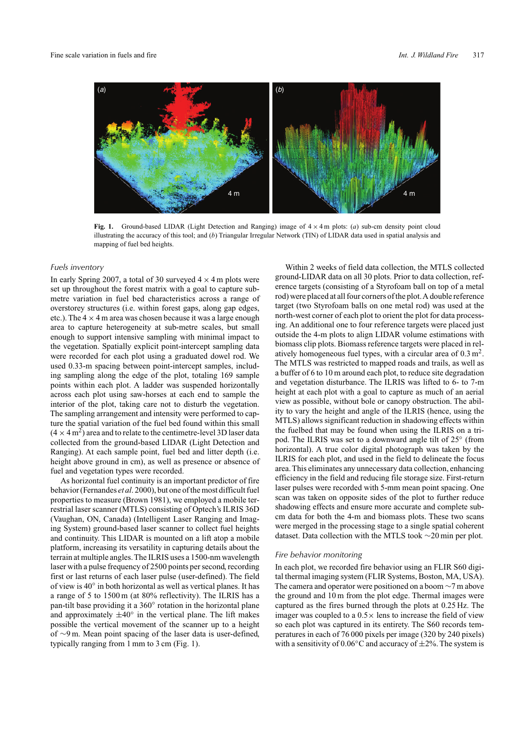**Fig. 1.** Ground-based LIDAR (Light Detection and Ranging) image of 4 × 4 m plots: (*a*) sub-cm density point cloud illustrating the accuracy of this tool; and (*b*) Triangular Irregular Network (TIN) of LIDAR data used in spatial analysis and mapping of fuel bed heights.

### *Fuels inventory*

In early Spring 2007, a total of 30 surveyed 4 × 4 m plots were set up throughout the forest matrix with a goal to capture sub-metre variation in fuel bed characteristics across a range of overstorey structures (i.e. within forest gaps, along gap edges, etc.). The 4 × 4 m area was chosen because it was a large enough area to capture heterogeneity at sub-metre scales, but small enough to support intensive sampling with minimal impact to the vegetation. Spatially explicit point-intercept sampling data were recorded for each plot using a graduated dowel rod. We used 0.33-m spacing between point-intercept samples, including sampling along the edge of the plot, totaling 169 sample points within each plot. A ladder was suspended horizontally across each plot using saw-horses at each end to sample the interior of the plot, taking care not to disturb the vegetation. The sampling arrangement and intensity were performed to capture the spatial variation of the fuel bed found within this small ($4 \times 4\,m^2$) area and to relate to the centimetre-level 3D laser data collected from the ground-based LIDAR (Light Detection and Ranging). At each sample point, fuel bed and litter depth (i.e. height above ground in cm), as well as presence or absence of fuel and vegetation types were recorded.

As horizontal fuel continuity is an important predictor of fire behavior (Fernandes *et al.* 2000), but one of the most difficult fuel properties to measure (Brown 1981), we employed a mobile terrestrial laser scanner (MTLS) consisting of Optech's ILRIS 36D (Vaughan, ON, Canada) (Intelligent Laser Ranging and Imaging System) ground-based laser scanner to collect fuel heights and continuity. This LIDAR is mounted on a lift atop a mobile platform, increasing its versatility in capturing details about the terrain at multiple angles. The ILRIS uses a 1500-nm wavelength laser with a pulse frequency of 2500 points per second, recording first or last returns of each laser pulse (user-defined). The field of view is 40° in both horizontal as well as vertical planes. It has a range of 5 to 1500 m (at 80% reflectivity). The ILRIS has a pan-tilt base providing it a 360° rotation in the horizontal plane and approximately ±40° in the vertical plane. The lift makes possible the vertical movement of the scanner up to a height of ~9 m. Mean point spacing of the laser data is user-defined, typically ranging from 1 mm to 3 cm (Fig. 1).

Within 2 weeks of field data collection, the MTLS collected ground-LIDAR data on all 30 plots. Prior to data collection, reference targets (consisting of a Styrofoam ball on top of a metal rod) were placed at all four corners of the plot. A double reference target (two Styrofoam balls on one metal rod) was used at the north-west corner of each plot to orient the plot for data processing. An additional one to four reference targets were placed just outside the 4-m plots to align LIDAR volume estimations with biomass clip plots. Biomass reference targets were placed in relatively homogeneous fuel types, with a circular area of $0.3\,m^2$. The MTLS was restricted to mapped roads and trails, as well as a buffer of 6 to 10 m around each plot, to reduce site degradation and vegetation disturbance. The ILRIS was lifted to 6- to 7-m height at each plot with a goal to capture as much of an aerial view as possible, without bole or canopy obstruction. The ability to vary the height and angle of the ILRIS (hence, using the MTLS) allows significant reduction in shadowing effects within the fuelbed that may be found when using the ILRIS on a tripod. The ILRIS was set to a downward angle tilt of 25° (from horizontal). A true color digital photograph was taken by the ILRIS for each plot, and used in the field to delineate the focus area. This eliminates any unnecessary data collection, enhancing efficiency in the field and reducing file storage size. First-return laser pulses were recorded with 5-mm mean point spacing. One scan was taken on opposite sides of the plot to further reduce shadowing effects and ensure more accurate and complete sub-cm data for both the 4-m and biomass plots. These two scans were merged in the processing stage to a single spatial coherent dataset. Data collection with the MTLS took ~20 min per plot.

### *Fire behavior monitoring*

In each plot, we recorded fire behavior using an FLIR S60 digital thermal imaging system (FLIR Systems, Boston, MA, USA). The camera and operator were positioned on a boom ~7 m above the ground and 10 m from the plot edge. Thermal images were captured as the fires burned through the plots at 0.25 Hz. The imager was coupled to a 0.5× lens to increase the field of view so each plot was captured in its entirety. The S60 records temperatures in each of 76 000 pixels per image (320 by 240 pixels) with a sensitivity of 0.06°C and accuracy of ±2%. The system is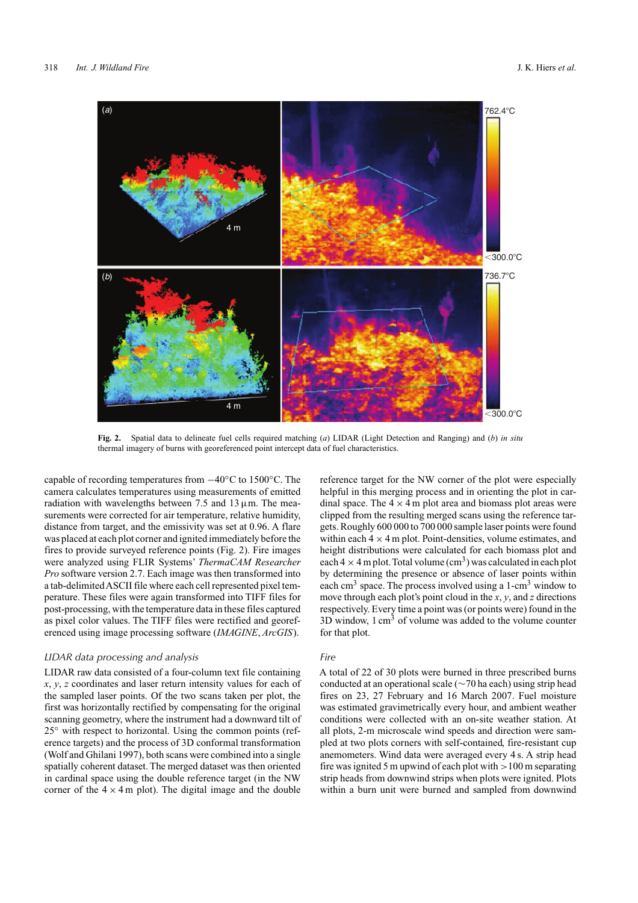**Fig. 2.** Spatial data to delineate fuel cells required matching (*a*) LIDAR (Light Detection and Ranging) and (*b*) *in situ* thermal imagery of burns with georeferenced point intercept data of fuel characteristics.

capable of recording temperatures from −40°C to 1500°C. The camera calculates temperatures using measurements of emitted radiation with wavelengths between 7.5 and 13 μm. The measurements were corrected for air temperature, relative humidity, distance from target, and the emissivity was set at 0.96. A flare was placed at each plot corner and ignited immediately before the fires to provide surveyed reference points (Fig. 2). Fire images were analyzed using FLIR Systems' *ThermaCAM Researcher Pro* software version 2.7. Each image was then transformed into a tab-delimited ASCII file where each cell represented pixel temperature. These files were again transformed into TIFF files for post-processing, with the temperature data in these files captured as pixel color values. The TIFF files were rectified and georeferenced using image processing software (*IMAGINE*, *ArcGIS*).

### *LIDAR data processing and analysis*

LIDAR raw data consisted of a four-column text file containing *x*, *y*, *z* coordinates and laser return intensity values for each of the sampled laser points. Of the two scans taken per plot, the first was horizontally rectified by compensating for the original scanning geometry, where the instrument had a downward tilt of 25° with respect to horizontal. Using the common points (reference targets) and the process of 3D conformal transformation (Wolf and Ghilani 1997), both scans were combined into a single spatially coherent dataset. The merged dataset was then oriented in cardinal space using the double reference target (in the NW corner of the 4 × 4 m plot). The digital image and the double reference target for the NW corner of the plot were especially helpful in this merging process and in orienting the plot in cardinal space. The 4 × 4 m plot area and biomass plot areas were clipped from the resulting merged scans using the reference targets. Roughly 600 000 to 700 000 sample laser points were found within each 4 × 4 m plot. Point-densities, volume estimates, and height distributions were calculated for each biomass plot and each 4 × 4 m plot. Total volume ($cm^3$) was calculated in each plot by determining the presence or absence of laser points within each $cm^3$ space. The process involved using a 1-$cm^3$ window to move through each plot's point cloud in the *x*, *y*, and *z* directions respectively. Every time a point was (or points were) found in the 3D window, 1 $cm^3$ of volume was added to the volume counter for that plot.

### *Fire*

A total of 22 of 30 plots were burned in three prescribed burns conducted at an operational scale (~70 ha each) using strip head fires on 23, 27 February and 16 March 2007. Fuel moisture was estimated gravimetrically every hour, and ambient weather conditions were collected with an on-site weather station. At all plots, 2-m microscale wind speeds and direction were sampled at two plots corners with self-contained, fire-resistant cup anemometers. Wind data were averaged every 4 s. A strip head fire was ignited 5 m upwind of each plot with >100 m separating strip heads from downwind strips when plots were ignited. Plots within a burn unit were burned and sampled from downwind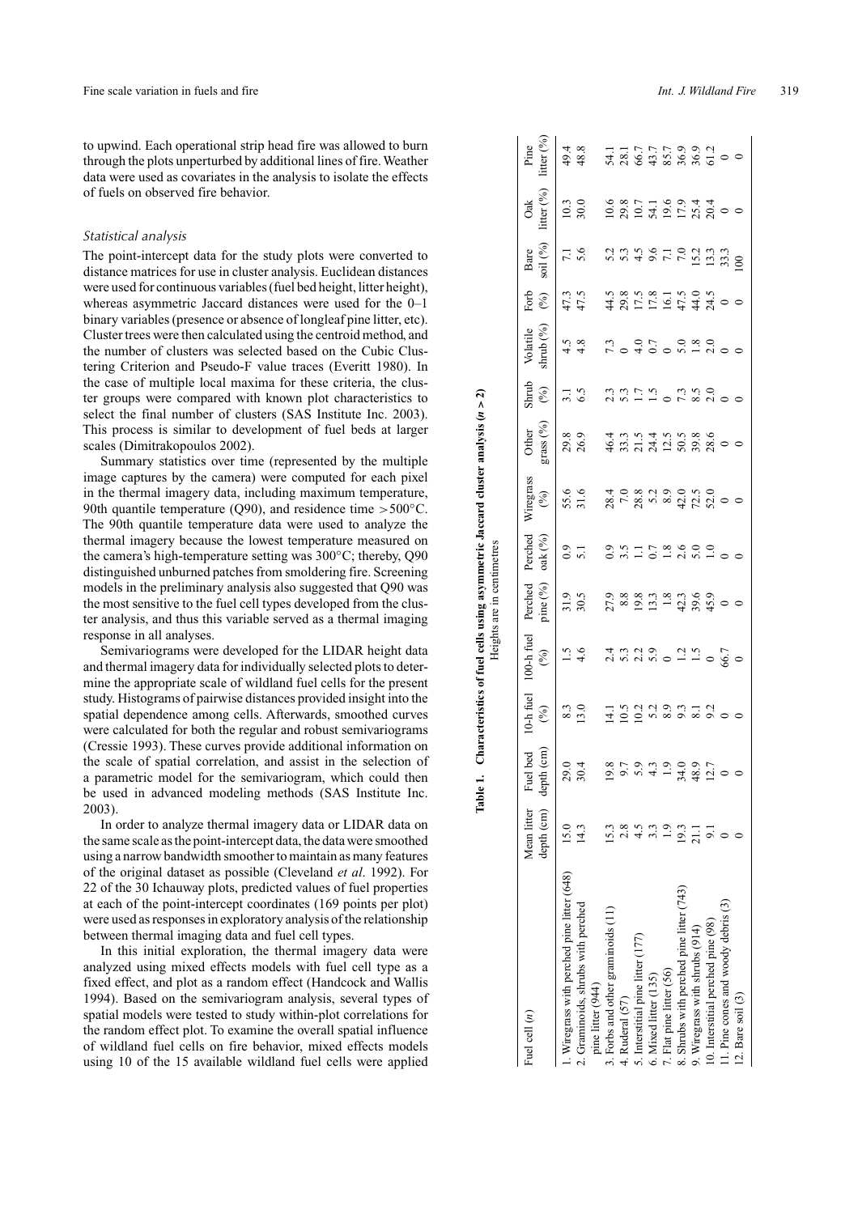to upwind. Each operational strip head fire was allowed to burn through the plots unperturbed by additional lines of fire. Weather data were used as covariates in the analysis to isolate the effects of fuels on observed fire behavior.

### Statistical analysis

The point-intercept data for the study plots were converted to distance matrices for use in cluster analysis. Euclidean distances were used for continuous variables (fuel bed height, litter height), whereas asymmetric Jaccard distances were used for the 0–1 binary variables (presence or absence of longleaf pine litter, etc). Cluster trees were then calculated using the centroid method, and the number of clusters was selected based on the Cubic Clustering Criterion and Pseudo-F value traces (Everitt 1980). In the case of multiple local maxima for these criteria, the cluster groups were compared with known plot characteristics to select the final number of clusters (SAS Institute Inc. 2003). This process is similar to development of fuel beds at larger scales (Dimitrakopoulos 2002).

Summary statistics over time (represented by the multiple image captures by the camera) were computed for each pixel in the thermal imagery data, including maximum temperature, 90th quantile temperature (Q90), and residence time >500°C. The 90th quantile temperature data were used to analyze the thermal imagery because the lowest temperature measured on the camera's high-temperature setting was 300°C; thereby, Q90 distinguished unburned patches from smoldering fire. Screening models in the preliminary analysis also suggested that Q90 was the most sensitive to the fuel cell types developed from the cluster analysis, and thus this variable served as a thermal imaging response in all analyses.

Semivariograms were developed for the LIDAR height data and thermal imagery data for individually selected plots to determine the appropriate scale of wildland fuel cells for the present study. Histograms of pairwise distances provided insight into the spatial dependence among cells. Afterwards, smoothed curves were calculated for both the regular and robust semivariograms (Cressie 1993). These curves provide additional information on the scale of spatial correlation, and assist in the selection of a parametric model for the semivariogram, which could then be used in advanced modeling methods (SAS Institute Inc. 2003).

In order to analyze thermal imagery data or LIDAR data on the same scale as the point-intercept data, the data were smoothed using a narrow bandwidth smoother to maintain as many features of the original dataset as possible (Cleveland *et al*. 1992). For 22 of the 30 Ichauway plots, predicted values of fuel properties at each of the point-intercept coordinates (169 points per plot) were used as responses in exploratory analysis of the relationship between thermal imaging data and fuel cell types.

In this initial exploration, the thermal imagery data were analyzed using mixed effects models with fuel cell type as a fixed effect, and plot as a random effect (Handcock and Wallis 1994). Based on the semivariogram analysis, several types of spatial models were tested to study within-plot correlations for the random effect plot. To examine the overall spatial influence of wildland fuel cells on fire behavior, mixed effects models using 10 of the 15 available wildland fuel cells were applied

**Table 1. Characteristics of fuel cells using asymmetric Jaccard cluster analysis ($n > 2$)**

Heights are in centimetres

| Fuel cell ($n$) | Mean litter depth (cm) | Fuel bed depth (cm) | 10-h fuel (%) | 100-h fuel (%) | Perched pine (%) | Perched oak (%) | Wiregrass (%) | Other grass (%) | Shrub (%) | Volatile shrub (%) | Forb (%) | Bare soil (%) | Oak litter (%) | Pine litter (%) |
|---|---|---|---|---|---|---|---|---|---|---|---|---|---|---|
| 1. Wiregrass with perched pine litter (648) | 15.0 | 29.0 | 8.3 | 1.5 | 31.9 | 0.9 | 55.6 | 29.8 | 3.1 | 4.5 | 47.3 | 7.1 | 10.3 | 49.4 |
| 2. Graminoids, shrubs with perched pine litter (944) | 14.3 | 30.4 | 13.0 | 4.6 | 30.5 | 5.1 | 31.6 | 26.9 | 6.5 | 4.8 | 47.5 | 5.6 | 30.0 | 48.8 |
| 3. Forbs and other graminoids (11) | 15.3 | 19.8 | 14.1 | 2.4 | 27.9 | 0.9 | 28.4 | 46.4 | 2.3 | 7.3 | 44.5 | 5.2 | 10.6 | 54.1 |
| 4. Ruderal (57) | 2.8 | 9.7 | 10.5 | 5.3 | 8.8 | 3.5 | 7.0 | 33.3 | 5.3 | 0 | 29.8 | 5.3 | 29.8 | 28.1 |
| 5. Interstitial pine litter (177) | 4.5 | 5.9 | 10.2 | 2.2 | 19.8 | 1.1 | 28.8 | 21.5 | 1.7 | 4.0 | 17.5 | 4.5 | 10.7 | 66.7 |
| 6. Mixed litter (135) | 3.3 | 4.3 | 5.2 | 5.9 | 13.3 | 0.7 | 5.2 | 24.4 | 1.5 | 0.7 | 17.8 | 9.6 | 54.1 | 43.7 |
| 7. Flat pine litter (56) | 1.9 | 1.9 | 8.9 | 0 | 1.8 | 1.8 | 8.9 | 12.5 | 0 | 0 | 16.1 | 7.1 | 19.6 | 85.7 |
| 8. Shrubs with perched pine litter (743) | 19.3 | 34.0 | 9.3 | 1.2 | 42.3 | 2.6 | 42.0 | 50.5 | 7.3 | 5.0 | 47.5 | 7.0 | 17.9 | 36.9 |
| 9. Wiregrass with shrubs (914) | 21.1 | 48.9 | 8.1 | 1.5 | 39.6 | 5.0 | 72.5 | 39.8 | 8.5 | 1.8 | 44.0 | 15.2 | 25.4 | 36.9 |
| 10. Interstitial perched pine (98) | 9.1 | 12.7 | 9.2 | 0 | 45.9 | 1.0 | 52.0 | 28.6 | 2.0 | 2.0 | 24.5 | 13.3 | 20.4 | 61.2 |
| 11. Pine cones and woody debris (3) | 0 | 0 | 0 | 66.7 | 0 | 0 | 0 | 0 | 0 | 0 | 0 | 33.3 | 0 | 0 |
| 12. Bare soil (3) | 0 | 0 | 0 | 0 | 0 | 0 | 0 | 0 | 0 | 0 | 0 | 100 | 0 | 0 |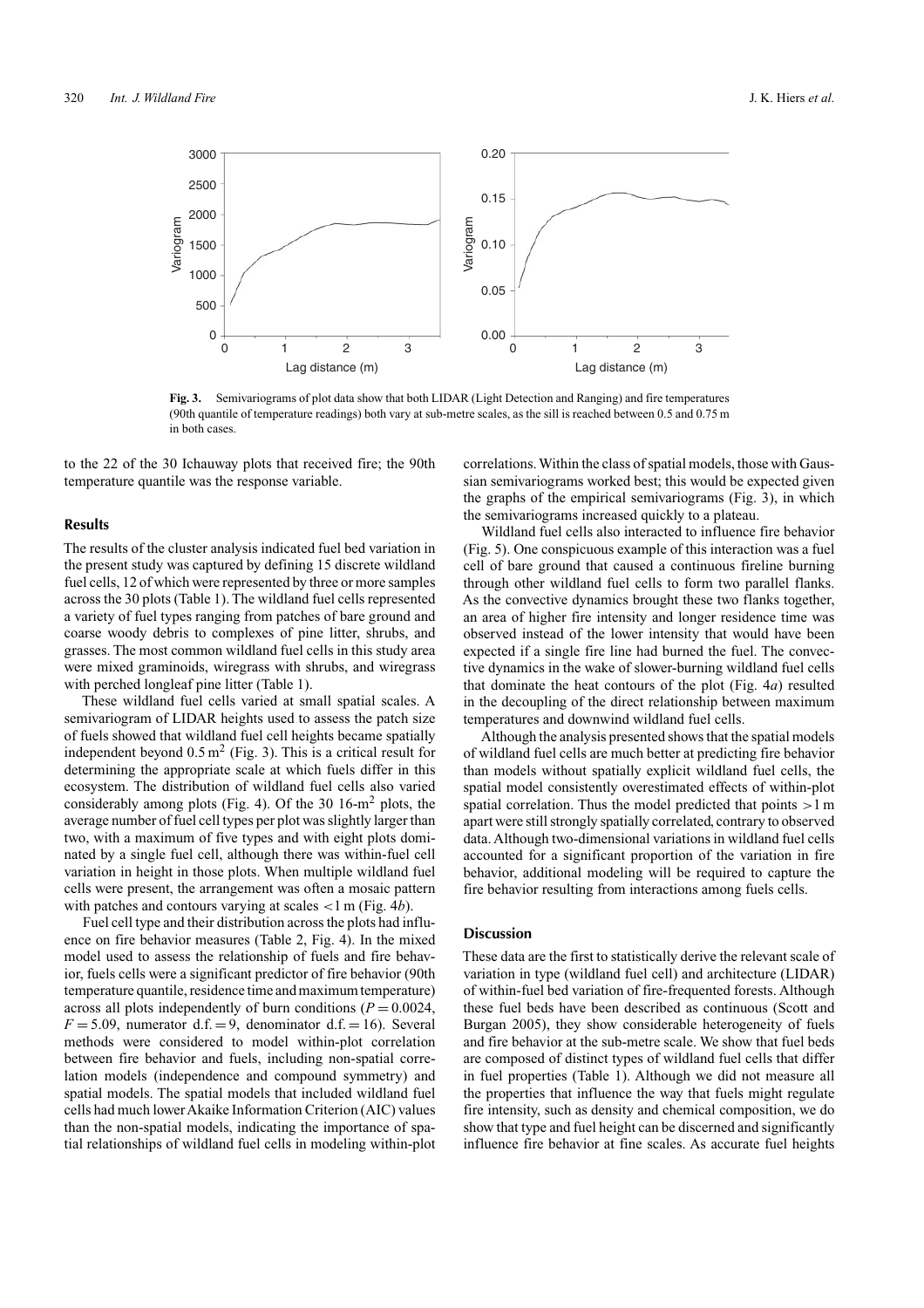**Fig. 3.** Semivariograms of plot data show that both LIDAR (Light Detection and Ranging) and fire temperatures (90th quantile of temperature readings) both vary at sub-metre scales, as the sill is reached between 0.5 and 0.75 m in both cases.

to the 22 of the 30 Ichauway plots that received fire; the 90th temperature quantile was the response variable.

## Results

The results of the cluster analysis indicated fuel bed variation in the present study was captured by defining 15 discrete wildland fuel cells, 12 of which were represented by three or more samples across the 30 plots (Table 1). The wildland fuel cells represented a variety of fuel types ranging from patches of bare ground and coarse woody debris to complexes of pine litter, shrubs, and grasses. The most common wildland fuel cells in this study area were mixed graminoids, wiregrass with shrubs, and wiregrass with perched longleaf pine litter (Table 1).

These wildland fuel cells varied at small spatial scales. A semivariogram of LIDAR heights used to assess the patch size of fuels showed that wildland fuel cell heights became spatially independent beyond 0.5 $m^2$ (Fig. 3). This is a critical result for determining the appropriate scale at which fuels differ in this ecosystem. The distribution of wildland fuel cells also varied considerably among plots (Fig. 4). Of the 30 16-$m^2$ plots, the average number of fuel cell types per plot was slightly larger than two, with a maximum of five types and with eight plots dominated by a single fuel cell, although there was within-fuel cell variation in height in those plots. When multiple wildland fuel cells were present, the arrangement was often a mosaic pattern with patches and contours varying at scales <1 m (Fig. 4*b*).

Fuel cell type and their distribution across the plots had influence on fire behavior measures (Table 2, Fig. 4). In the mixed model used to assess the relationship of fuels and fire behavior, fuels cells were a significant predictor of fire behavior (90th temperature quantile, residence time and maximum temperature) across all plots independently of burn conditions ($P = 0.0024$, $F = 5.09$, numerator d.f. = 9, denominator d.f. = 16). Several methods were considered to model within-plot correlation between fire behavior and fuels, including non-spatial correlation models (independence and compound symmetry) and spatial models. The spatial models that included wildland fuel cells had much lower Akaike Information Criterion (AIC) values than the non-spatial models, indicating the importance of spatial relationships of wildland fuel cells in modeling within-plot correlations. Within the class of spatial models, those with Gaussian semivariograms worked best; this would be expected given the graphs of the empirical semivariograms (Fig. 3), in which the semivariograms increased quickly to a plateau.

Wildland fuel cells also interacted to influence fire behavior (Fig. 5). One conspicuous example of this interaction was a fuel cell of bare ground that caused a continuous fireline burning through other wildland fuel cells to form two parallel flanks. As the convective dynamics brought these two flanks together, an area of higher fire intensity and longer residence time was observed instead of the lower intensity that would have been expected if a single fire line had burned the fuel. The convective dynamics in the wake of slower-burning wildland fuel cells that dominate the heat contours of the plot (Fig. 4*a*) resulted in the decoupling of the direct relationship between maximum temperatures and downwind wildland fuel cells.

Although the analysis presented shows that the spatial models of wildland fuel cells are much better at predicting fire behavior than models without spatially explicit wildland fuel cells, the spatial model consistently overestimated effects of within-plot spatial correlation. Thus the model predicted that points >1 m apart were still strongly spatially correlated, contrary to observed data. Although two-dimensional variations in wildland fuel cells accounted for a significant proportion of the variation in fire behavior, additional modeling will be required to capture the fire behavior resulting from interactions among fuels cells.

## Discussion

These data are the first to statistically derive the relevant scale of variation in type (wildland fuel cell) and architecture (LIDAR) of within-fuel bed variation of fire-frequented forests. Although these fuel beds have been described as continuous (Scott and Burgan 2005), they show considerable heterogeneity of fuels and fire behavior at the sub-metre scale. We show that fuel beds are composed of distinct types of wildland fuel cells that differ in fuel properties (Table 1). Although we did not measure all the properties that influence the way that fuels might regulate fire intensity, such as density and chemical composition, we do show that type and fuel height can be discerned and significantly influence fire behavior at fine scales. As accurate fuel heights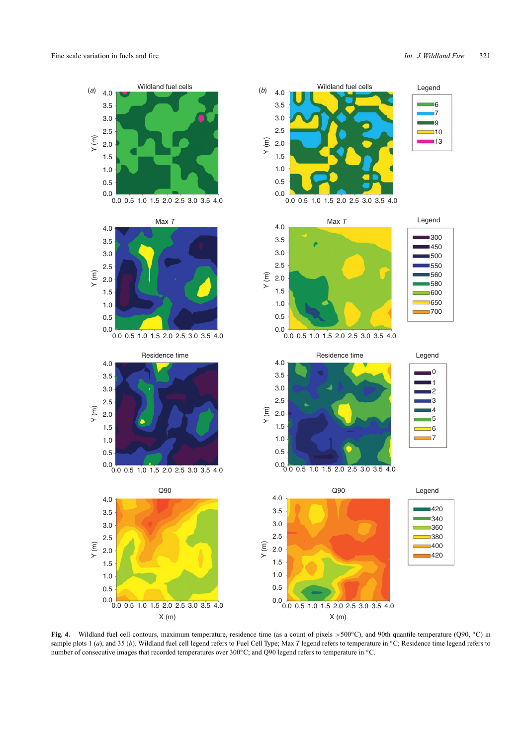**Fig. 4.** Wildland fuel cell contours, maximum temperature, residence time (as a count of pixels >500°C), and 90th quantile temperature (Q90, °C) in sample plots 1 (*a*), and 35 (*b*). Wildland fuel cell legend refers to Fuel Cell Type; Max *T* legend refers to temperature in °C; Residence time legend refers to number of consecutive images that recorded temperatures over 300°C; and Q90 legend refers to temperature in °C.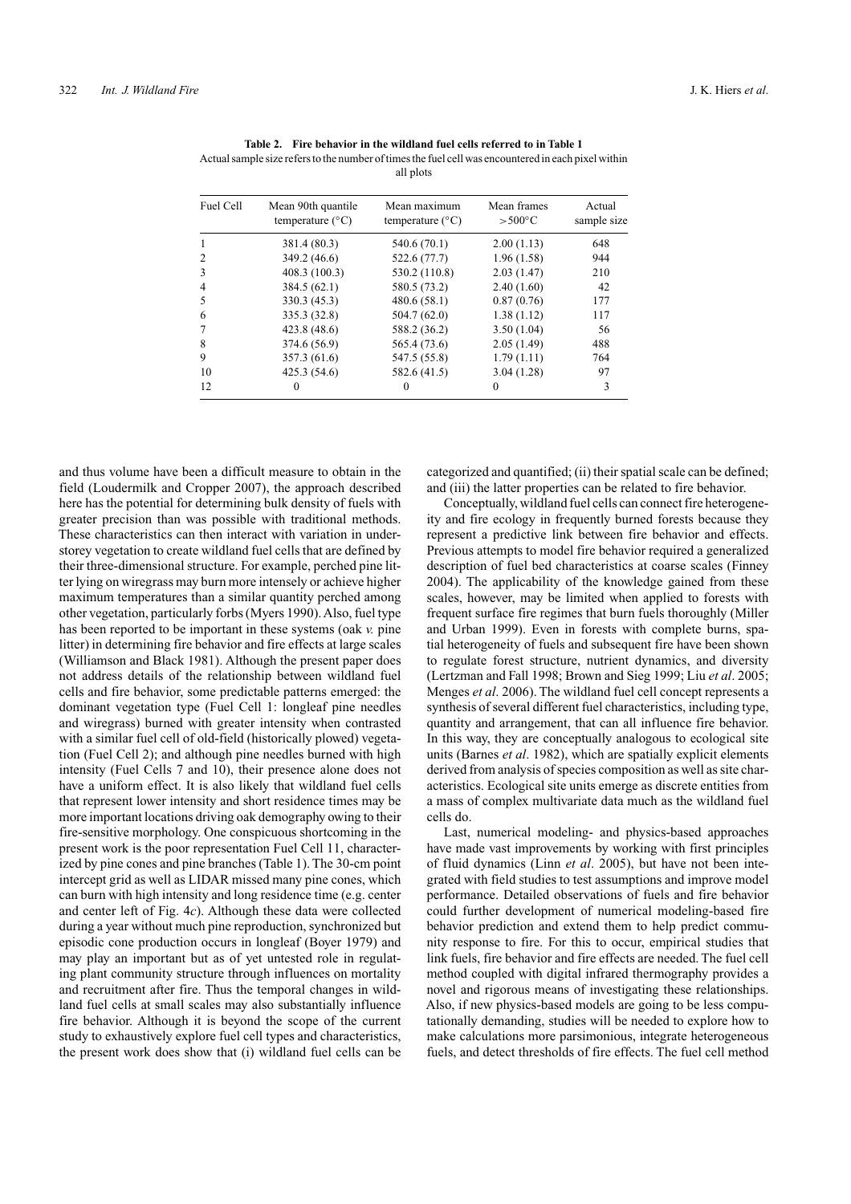**Table 2. Fire behavior in the wildland fuel cells referred to in Table 1**

Actual sample size refers to the number of times the fuel cell was encountered in each pixel within all plots

| Fuel Cell | Mean 90th quantile temperature (°C) | Mean maximum temperature (°C) | Mean frames >500°C | Actual sample size |
|---|---|---|---|---|
| 1 | 381.4 (80.3) | 540.6 (70.1) | 2.00 (1.13) | 648 |
| 2 | 349.2 (46.6) | 522.6 (77.7) | 1.96 (1.58) | 944 |
| 3 | 408.3 (100.3) | 530.2 (110.8) | 2.03 (1.47) | 210 |
| 4 | 384.5 (62.1) | 580.5 (73.2) | 2.40 (1.60) | 42 |
| 5 | 330.3 (45.3) | 480.6 (58.1) | 0.87 (0.76) | 177 |
| 6 | 335.3 (32.8) | 504.7 (62.0) | 1.38 (1.12) | 117 |
| 7 | 423.8 (48.6) | 588.2 (36.2) | 3.50 (1.04) | 56 |
| 8 | 374.6 (56.9) | 565.4 (73.6) | 2.05 (1.49) | 488 |
| 9 | 357.3 (61.6) | 547.5 (55.8) | 1.79 (1.11) | 764 |
| 10 | 425.3 (54.6) | 582.6 (41.5) | 3.04 (1.28) | 97 |
| 12 | 0 | 0 | 0 | 3 |

and thus volume have been a difficult measure to obtain in the field (Loudermilk and Cropper 2007), the approach described here has the potential for determining bulk density of fuels with greater precision than was possible with traditional methods. These characteristics can then interact with variation in understorey vegetation to create wildland fuel cells that are defined by their three-dimensional structure. For example, perched pine litter lying on wiregrass may burn more intensely or achieve higher maximum temperatures than a similar quantity perched among other vegetation, particularly forbs (Myers 1990). Also, fuel type has been reported to be important in these systems (oak *v.* pine litter) in determining fire behavior and fire effects at large scales (Williamson and Black 1981). Although the present paper does not address details of the relationship between wildland fuel cells and fire behavior, some predictable patterns emerged: the dominant vegetation type (Fuel Cell 1: longleaf pine needles and wiregrass) burned with greater intensity when contrasted with a similar fuel cell of old-field (historically plowed) vegetation (Fuel Cell 2); and although pine needles burned with high intensity (Fuel Cells 7 and 10), their presence alone does not have a uniform effect. It is also likely that wildland fuel cells that represent lower intensity and short residence times may be more important locations driving oak demography owing to their fire-sensitive morphology. One conspicuous shortcoming in the present work is the poor representation Fuel Cell 11, characterized by pine cones and pine branches (Table 1). The 30-cm point intercept grid as well as LIDAR missed many pine cones, which can burn with high intensity and long residence time (e.g. center and center left of Fig. 4*c*). Although these data were collected during a year without much pine reproduction, synchronized but episodic cone production occurs in longleaf (Boyer 1979) and may play an important but as of yet untested role in regulating plant community structure through influences on mortality and recruitment after fire. Thus the temporal changes in wildland fuel cells at small scales may also substantially influence fire behavior. Although it is beyond the scope of the current study to exhaustively explore fuel cell types and characteristics, the present work does show that (i) wildland fuel cells can be categorized and quantified; (ii) their spatial scale can be defined; and (iii) the latter properties can be related to fire behavior.

Conceptually, wildland fuel cells can connect fire heterogeneity and fire ecology in frequently burned forests because they represent a predictive link between fire behavior and effects. Previous attempts to model fire behavior required a generalized description of fuel bed characteristics at coarse scales (Finney 2004). The applicability of the knowledge gained from these scales, however, may be limited when applied to forests with frequent surface fire regimes that burn fuels thoroughly (Miller and Urban 1999). Even in forests with complete burns, spatial heterogeneity of fuels and subsequent fire have been shown to regulate forest structure, nutrient dynamics, and diversity (Lertzman and Fall 1998; Brown and Sieg 1999; Liu *et al*. 2005; Menges *et al*. 2006). The wildland fuel cell concept represents a synthesis of several different fuel characteristics, including type, quantity and arrangement, that can all influence fire behavior. In this way, they are conceptually analogous to ecological site units (Barnes *et al*. 1982), which are spatially explicit elements derived from analysis of species composition as well as site characteristics. Ecological site units emerge as discrete entities from a mass of complex multivariate data much as the wildland fuel cells do.

Last, numerical modeling- and physics-based approaches have made vast improvements by working with first principles of fluid dynamics (Linn *et al*. 2005), but have not been integrated with field studies to test assumptions and improve model performance. Detailed observations of fuels and fire behavior could further development of numerical modeling-based fire behavior prediction and extend them to help predict community response to fire. For this to occur, empirical studies that link fuels, fire behavior and fire effects are needed. The fuel cell method coupled with digital infrared thermography provides a novel and rigorous means of investigating these relationships. Also, if new physics-based models are going to be less computationally demanding, studies will be needed to explore how to make calculations more parsimonious, integrate heterogeneous fuels, and detect thresholds of fire effects. The fuel cell method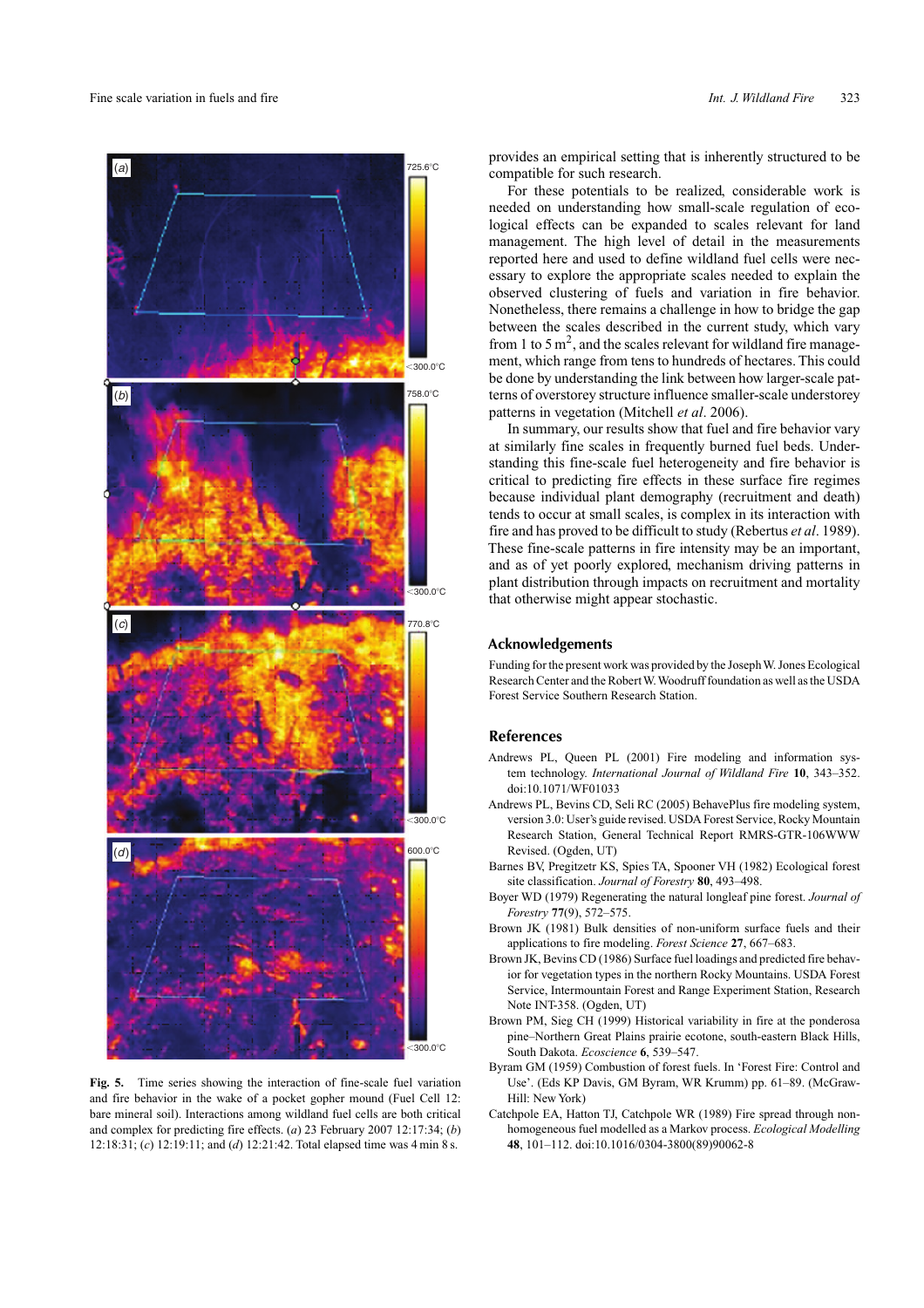provides an empirical setting that is inherently structured to be compatible for such research.

For these potentials to be realized, considerable work is needed on understanding how small-scale regulation of ecological effects can be expanded to scales relevant for land management. The high level of detail in the measurements reported here and used to define wildland fuel cells were necessary to explore the appropriate scales needed to explain the observed clustering of fuels and variation in fire behavior. Nonetheless, there remains a challenge in how to bridge the gap between the scales described in the current study, which vary from 1 to 5 $m^2$, and the scales relevant for wildland fire management, which range from tens to hundreds of hectares. This could be done by understanding the link between how larger-scale patterns of overstory structure influence smaller-scale understorey patterns in vegetation (Mitchell *et al*. 2006).

In summary, our results show that fuel and fire behavior vary at similarly fine scales in frequently burned fuel beds. Understanding this fine-scale fuel heterogeneity and fire behavior is critical to predicting fire effects in these surface fire regimes because individual plant demography (recruitment and death) tends to occur at small scales, is complex in its interaction with fire and has proved to be difficult to study (Rebertus *et al*. 1989). These fine-scale patterns in fire intensity may be an important, and as of yet poorly explored, mechanism driving patterns in plant distribution through impacts on recruitment and mortality that otherwise might appear stochastic.

**Fig. 5.** Time series showing the interaction of fine-scale fuel variation and fire behavior in the wake of a pocket gopher mound (Fuel Cell 12: bare mineral soil). Interactions among wildland fuel cells are both critical and complex for predicting fire effects. (*a*) 23 February 2007 12:17:34; (*b*) 12:18:31; (*c*) 12:19:11; and (*d*) 12:21:42. Total elapsed time was 4 min 8 s.

## Acknowledgements

Funding for the present work was provided by the Joseph W. Jones Ecological Research Center and the Robert W. Woodruff foundation as well as the USDA Forest Service Southern Research Station.

## References

Andrews PL, Queen PL (2001) Fire modeling and information system technology. *International Journal of Wildland Fire* **10**, 343–352. doi:10.1071/WF01033

Andrews PL, Bevins CD, Seli RC (2005) BehavePlus fire modeling system, version 3.0: User's guide revised. USDA Forest Service, Rocky Mountain Research Station, General Technical Report RMRS-GTR-106WWW Revised. (Ogden, UT)

Barnes BV, Pregitzetr KS, Spies TA, Spooner VH (1982) Ecological forest site classification. *Journal of Forestry* **80**, 493–498.

Boyer WD (1979) Regenerating the natural longleaf pine forest. *Journal of Forestry* **77**(9), 572–575.

Brown JK (1981) Bulk densities of non-uniform surface fuels and their applications to fire modeling. *Forest Science* **27**, 667–683.

Brown JK, Bevins CD (1986) Surface fuel loadings and predicted fire behavior for vegetation types in the northern Rocky Mountains. USDA Forest Service, Intermountain Forest and Range Experiment Station, Research Note INT-358. (Ogden, UT)

Brown PM, Sieg CH (1999) Historical variability in fire at the ponderosa pine–Northern Great Plains prairie ecotone, south-eastern Black Hills, South Dakota. *Ecoscience* **6**, 539–547.

Byram GM (1959) Combustion of forest fuels. In 'Forest Fire: Control and Use'. (Eds KP Davis, GM Byram, WR Krumm) pp. 61–89. (McGraw-Hill: New York)

Catchpole EA, Hatton TJ, Catchpole WR (1989) Fire spread through nonhomogeneous fuel modelled as a Markov process. *Ecological Modelling* **48**, 101–112. doi:10.1016/0304-3800(89)90062-8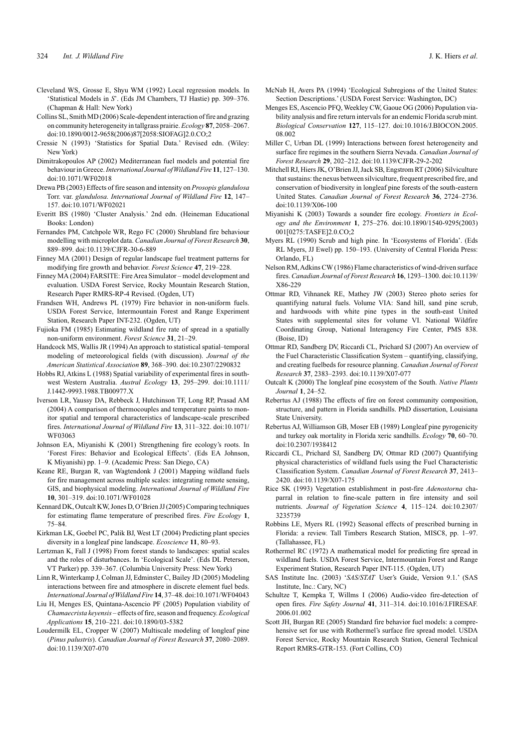Cleveland WS, Grosse E, Shyu WM (1992) Local regression models. In 'Statistical Models in *S*'. (Eds JM Chambers, TJ Hastie) pp. 309–376. (Chapman & Hall: New York)

Collins SL, Smith MD (2006) Scale-dependent interaction of fire and grazing on community heterogeneity in tallgrass prairie. *Ecology* **87**, 2058–2067. doi:10.1890/0012-9658(2006)87[2058:SIOFAG]2.0.CO;2

Cressie N (1993) 'Statistics for Spatial Data.' Revised edn. (Wiley: New York)

Dimitrakopoulos AP (2002) Mediterranean fuel models and potential fire behaviour in Greece. *International Journal of Wildland Fire* **11**, 127–130. doi:10.1071/WF02018

Drewa PB (2003) Effects of fire season and intensity on *Prosopis glandulosa* Torr. var. *glandulosa. International Journal of Wildland Fire* **12**, 147–157. doi:10.1071/WF02021

Everitt BS (1980) 'Cluster Analysis.' 2nd edn. (Heineman Educational Books: London)

Fernandes PM, Catchpole WR, Rego FC (2000) Shrubland fire behaviour modelling with microplot data. *Canadian Journal of Forest Research* **30**, 889–899. doi:10.1139/CJFR-30-6-889

Finney MA (2001) Design of regular landscape fuel treatment patterns for modifying fire growth and behavior. *Forest Science* **47**, 219–228.

Finney MA (2004) FARSITE: Fire Area Simulator – model development and evaluation. USDA Forest Service, Rocky Mountain Research Station, Research Paper RMRS-RP-4 Revised. (Ogden, UT)

Frandsen WH, Andrews PL (1979) Fire behavior in non-uniform fuels. USDA Forest Service, Intermountain Forest and Range Experiment Station, Research Paper INT-232. (Ogden, UT)

Fujioka FM (1985) Estimating wildland fire rate of spread in a spatially non-uniform environment. *Forest Science* **31**, 21–29.

Handcock MS, Wallis JR (1994) An approach to statistical spatial–temporal modeling of meteorological fields (with discussion). *Journal of the American Statistical Association* **89**, 368–390. doi:10.2307/2290832

Hobbs RJ, Atkins L (1988) Spatial variability of experimental fires in south-west Western Australia. *Austral Ecology* **13**, 295–299. doi:10.1111/J.1442-9993.1988.TB00977.X

Iverson LR, Yaussy DA, Rebbeck J, Hutchinson TF, Long RP, Prasad AM (2004) A comparison of thermocouples and temperature paints to monitor spatial and temporal characteristics of landscape-scale prescribed fires. *International Journal of Wildland Fire* **13**, 311–322. doi:10.1071/WF03063

Johnson EA, Miyanishi K (2001) Strengthening fire ecology's roots. In 'Forest Fires: Behavior and Ecological Effects'. (Eds EA Johnson, K Miyanishi) pp. 1–9. (Academic Press: San Diego, CA)

Keane RE, Burgan R, van Wagtendonk J (2001) Mapping wildland fuels for fire management across multiple scales: integrating remote sensing, GIS, and biophysical modeling. *International Journal of Wildland Fire* **10**, 301–319. doi:10.1071/WF01028

Kennard DK, Outcalt KW, Jones D, O'Brien JJ (2005) Comparing techniques for estimating flame temperature of prescribed fires. *Fire Ecology* **1**, 75–84.

Kirkman LK, Goebel PC, Palik BJ, West LT (2004) Predicting plant species diversity in a longleaf pine landscape. *Ecoscience* **11**, 80–93.

Lertzman K, Fall J (1998) From forest stands to landscapes: spatial scales and the roles of disturbances. In 'Ecological Scale'. (Eds DL Peterson, VT Parker) pp. 339–367. (Columbia University Press: New York)

Linn R, Winterkamp J, Colman JJ, Edminster C, Bailey JD (2005) Modeling interactions between fire and atmosphere in discrete element fuel beds. *International Journal of Wildland Fire* **14**, 37–48. doi:10.1071/WF04043

Liu H, Menges ES, Quintana-Ascencio PF (2005) Population viability of *Chamaecrista keyensis* – effects of fire, season and frequency. *Ecological Applications* **15**, 210–221. doi:10.1890/03-5382

Loudermilk EL, Cropper W (2007) Multiscale modeling of longleaf pine (*Pinus palustris*). *Canadian Journal of Forest Research* **37**, 2080–2089. doi:10.1139/X07-070

McNab H, Avers PA (1994) 'Ecological Subregions of the United States: Section Descriptions.' (USDA Forest Service: Washington, DC)

Menges ES, Ascencio PFQ, Weekley CW, Gaoue OG (2006) Population viability analysis and fire return intervals for an endemic Florida scrub mint. *Biological Conservation* **127**, 115–127. doi:10.1016/J.BIOCON.2005.08.002

Miller C, Urban DL (1999) Interactions between forest heterogeneity and surface fire regimes in the southern Sierra Nevada. *Canadian Journal of Forest Research* **29**, 202–212. doi:10.1139/CJFR-29-2-202

Mitchell RJ, Hiers JK, O'Brien JJ, Jack SB, Engstrom RT (2006) Silviculture that sustains: the nexus between silviculture, frequent prescribed fire, and conservation of biodiversity in longleaf pine forests of the south-eastern United States. *Canadian Journal of Forest Research* **36**, 2724–2736. doi:10.1139/X06-100

Miyanishi K (2003) Towards a sounder fire ecology. *Frontiers in Ecology and the Environment* **1**, 275–276. doi:10.1890/1540-9295(2003)001[0275:TASFE]2.0.CO;2

Myers RL (1990) Scrub and high pine. In 'Ecosystems of Florida'. (Eds RL Myers, JJ Ewel) pp. 150–193. (University of Central Florida Press: Orlando, FL)

Nelson RM, Adkins CW (1986) Flame characteristics of wind-driven surface fires. *Canadian Journal of Forest Research* **16**, 1293–1300. doi:10.1139/X86-229

Ottmar RD, Vihnanek RE, Mathey JW (2003) Stereo photo series for quantifying natural fuels. Volume VIA: Sand hill, sand pine scrub, and hardwoods with white pine types in the south-east United States with supplemental sites for volume VI. National Wildfire Coordinating Group, National Interagency Fire Center, PMS 838. (Boise, ID)

Ottmar RD, Sandberg DV, Riccardi CL, Prichard SJ (2007) An overview of the Fuel Characteristic Classification System – quantifying, classifying, and creating fuelbeds for resource planning. *Canadian Journal of Forest Research* **37**, 2383–2393. doi:10.1139/X07-077

Outcalt K (2000) The longleaf pine ecosystem of the South. *Native Plants Journal* **1**, 24–52.

Rebertus AJ (1988) The effects of fire on forest community composition, structure, and pattern in Florida sandhills. PhD dissertation, Louisiana State University.

Rebertus AJ, Williamson GB, Moser EB (1989) Longleaf pine pyrogenicity and turkey oak mortality in Florida xeric sandhills. *Ecology* **70**, 60–70. doi:10.2307/1938412

Riccardi CL, Prichard SJ, Sandberg DV, Ottmar RD (2007) Quantifying physical characteristics of wildland fuels using the Fuel Characteristic Classification System. *Canadian Journal of Forest Research* **37**, 2413–2420. doi:10.1139/X07-175

Rice SK (1993) Vegetation establishment in post-fire *Adenostorna* chaparral in relation to fine-scale pattern in fire intensity and soil nutrients. *Journal of Vegetation Science* **4**, 115–124. doi:10.2307/3235739

Robbins LE, Myers RL (1992) Seasonal effects of prescribed burning in Florida: a review. Tall Timbers Research Station, MISC8, pp. 1–97. (Tallahassee, FL)

Rothermel RC (1972) A mathematical model for predicting fire spread in wildland fuels. USDA Forest Service, Intermountain Forest and Range Experiment Station, Research Paper INT-115. (Ogden, UT)

SAS Institute Inc. (2003) '*SAS/STAT* User's Guide, Version 9.1.' (SAS Institute, Inc.: Cary, NC)

Schultze T, Kempka T, Willms I (2006) Audio-video fire-detection of open fires. *Fire Safety Journal* **41**, 311–314. doi:10.1016/J.FIRESAF.2006.01.002

Scott JH, Burgan RE (2005) Standard fire behavior fuel models: a comprehensive set for use with Rothermel's surface fire spread model. USDA Forest Service, Rocky Mountain Research Station, General Technical Report RMRS-GTR-153. (Fort Collins, CO)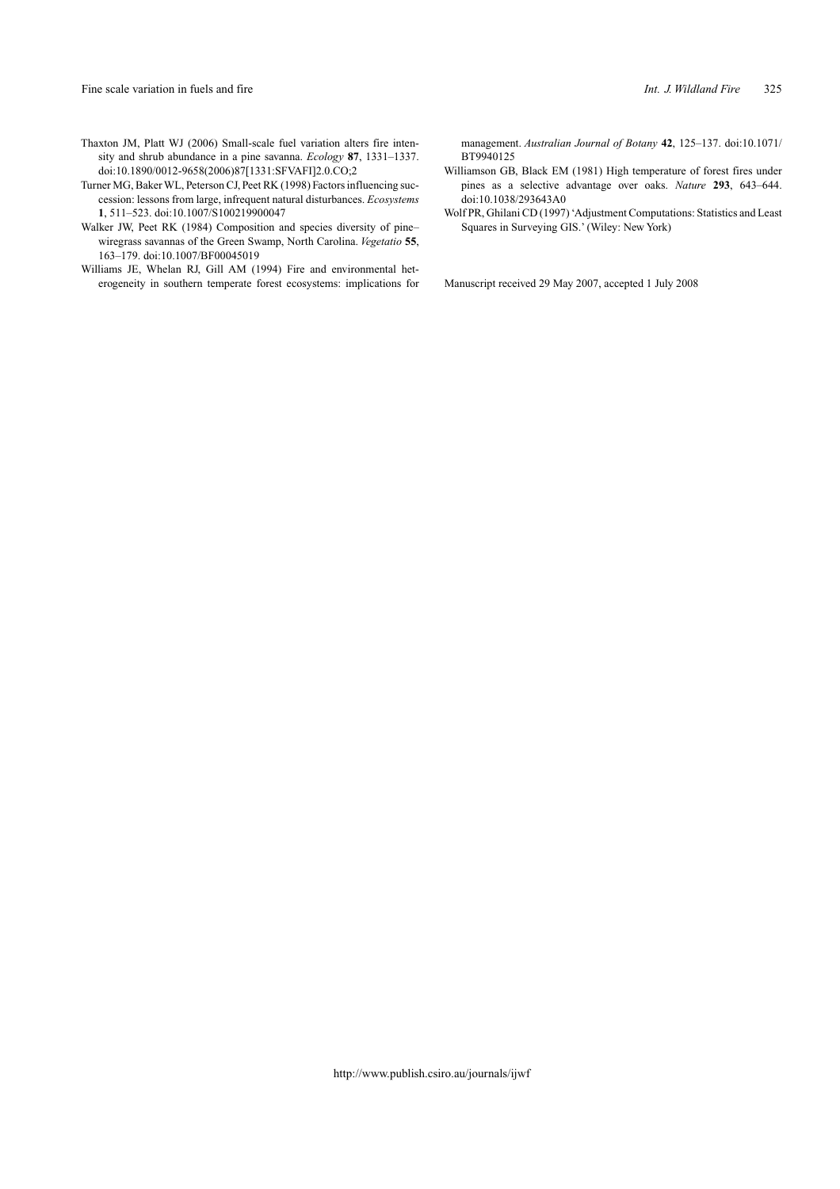Thaxton JM, Platt WJ (2006) Small-scale fuel variation alters fire intensity and shrub abundance in a pine savanna. *Ecology* **87**, 1331–1337. doi:10.1890/0012-9658(2006)87[1331:SFVAFI]2.0.CO;2

Turner MG, Baker WL, Peterson CJ, Peet RK (1998) Factors influencing succession: lessons from large, infrequent natural disturbances. *Ecosystems* **1**, 511–523. doi:10.1007/S100219900047

Walker JW, Peet RK (1984) Composition and species diversity of pine–wiregrass savannas of the Green Swamp, North Carolina. *Vegetatio* **55**, 163–179. doi:10.1007/BF00045019

Williams JE, Whelan RJ, Gill AM (1994) Fire and environmental heterogeneity in southern temperate forest ecosystems: implications for management. *Australian Journal of Botany* **42**, 125–137. doi:10.1071/BT9940125

Williamson GB, Black EM (1981) High temperature of forest fires under pines as a selective advantage over oaks. *Nature* **293**, 643–644. doi:10.1038/293643A0

Wolf PR, Ghilani CD (1997) 'Adjustment Computations: Statistics and Least Squares in Surveying GIS.' (Wiley: New York)

Manuscript received 29 May 2007, accepted 1 July 2008